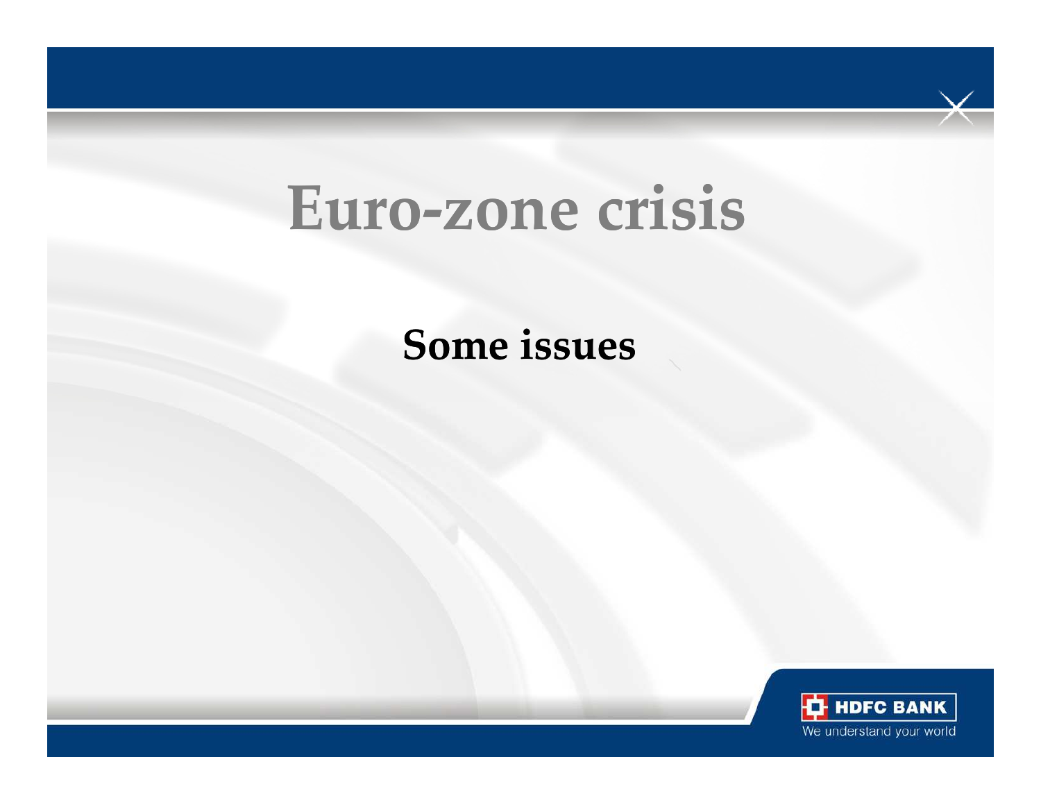# Euro-zone crisis

## Some issues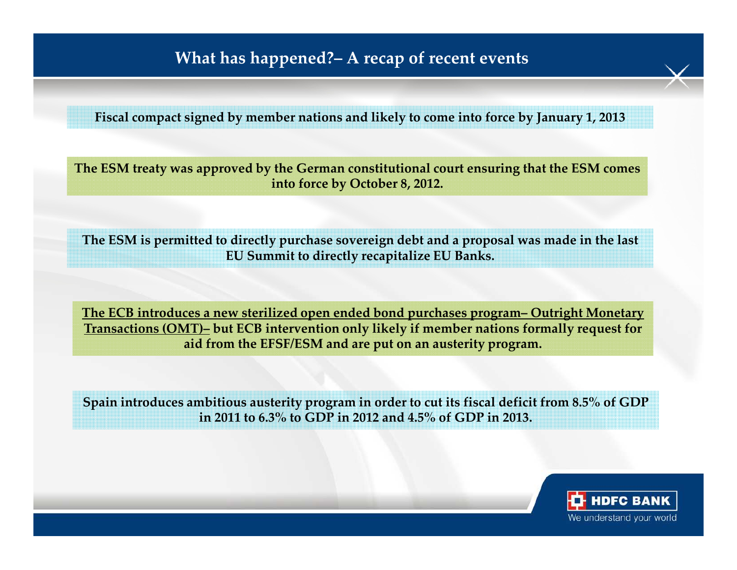## What has happened?– A recap of recent events

**Fiscal compact signed by member nations and likely to come into force by January 1, 2013**

**The ESM treaty was approved by the German constitutional court ensuring that the ESM comes into force by October 8, 2012.**

**The ESM is permitted to directly purchase sovereign debt and a proposal was made in the last EU Summit to directly recapitalize EU Banks.**

**<u>The ECB introduces a new sterilized open ended bond purchases program– Outright Monetary Transactions (OMT)–</u> but ECB intervention only likely if member nations formally request for aid from the EFSF/ESM and are put on an austerity program.**

**Spain introduces ambitious austerity program in order to cut its fiscal deficit from 8.5% of GDP in 2011 to 6.3% to GDP in 2012 and 4.5% of GDP in 2013.**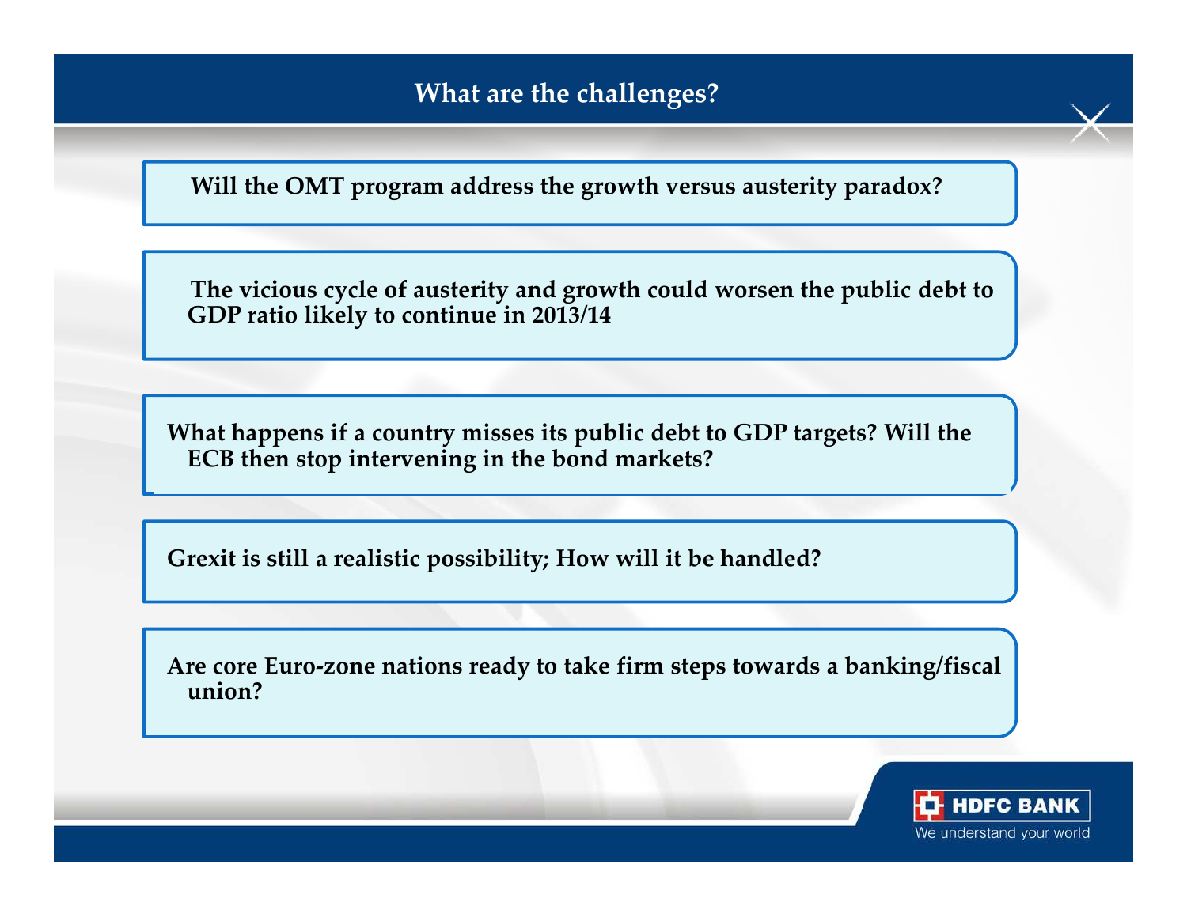# What are the challenges?

**Will the OMT program address the growth versus austerity paradox?**

**The vicious cycle of austerity and growth could worsen the public debt to GDP ratio likely to continue in 2013/14**

**What happens if a country misses its public debt to GDP targets? Will the ECB then stop intervening in the bond markets?**

**Grexit is still a realistic possibility; How will it be handled?**

**Are core Euro-zone nations ready to take firm steps towards a banking/fiscal union?**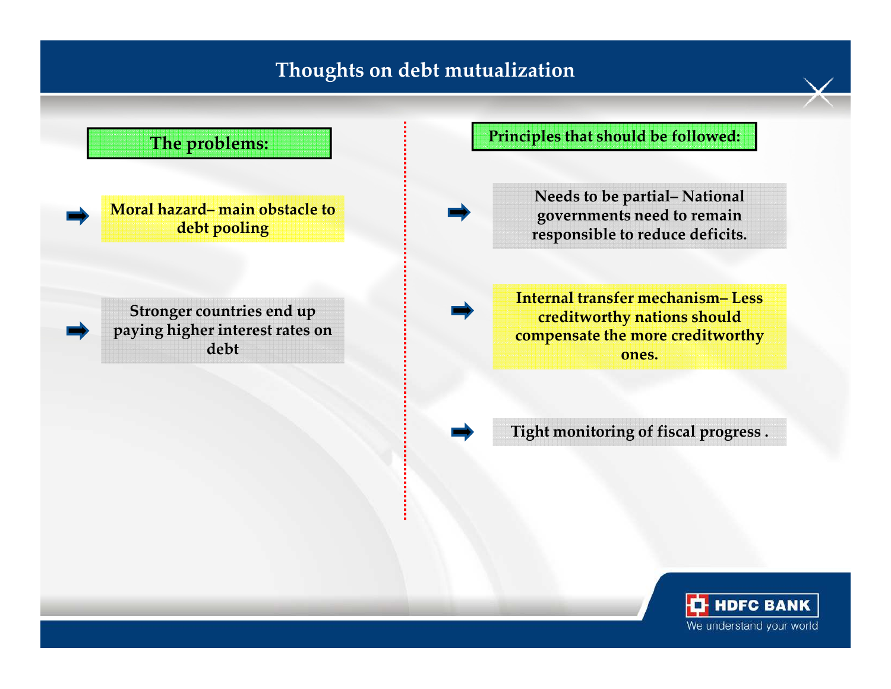# Thoughts on debt mutualization

## The problems:

- **Moral hazard– main obstacle to debt pooling**
- **Stronger countries end up paying higher interest rates on debt**

## Principles that should be followed:

- **Needs to be partial– National governments need to remain responsible to reduce deficits.**
- **Internal transfer mechanism– Less creditworthy nations should compensate the more creditworthy ones.**
- **Tight monitoring of fiscal progress .**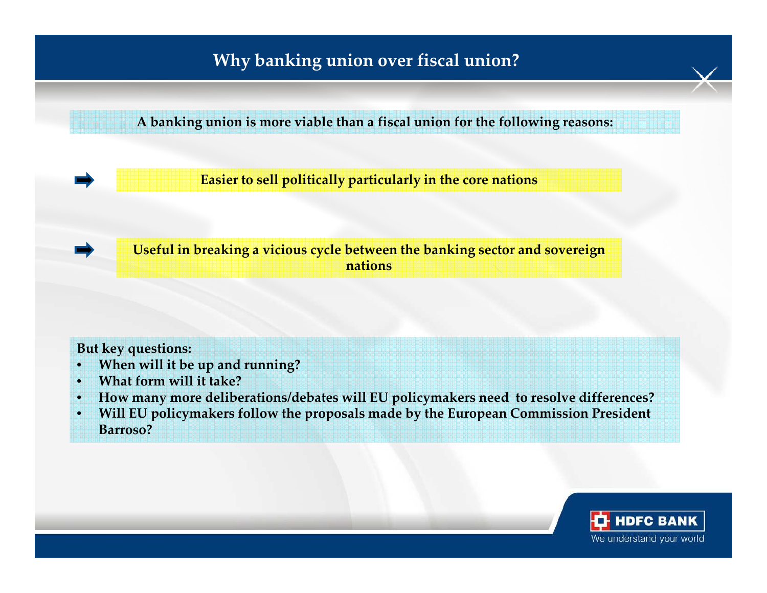# Why banking union over fiscal union?

**A banking union is more viable than a fiscal union for the following reasons:**

➡ **Easier to sell politically particularly in the core nations**

➡ **Useful in breaking a vicious cycle between the banking sector and sovereign nations**

**But key questions:**

- **When will it be up and running?**
- **What form will it take?**
- **How many more deliberations/debates will EU policymakers need to resolve differences?**
- **Will EU policymakers follow the proposals made by the European Commission President Barroso?**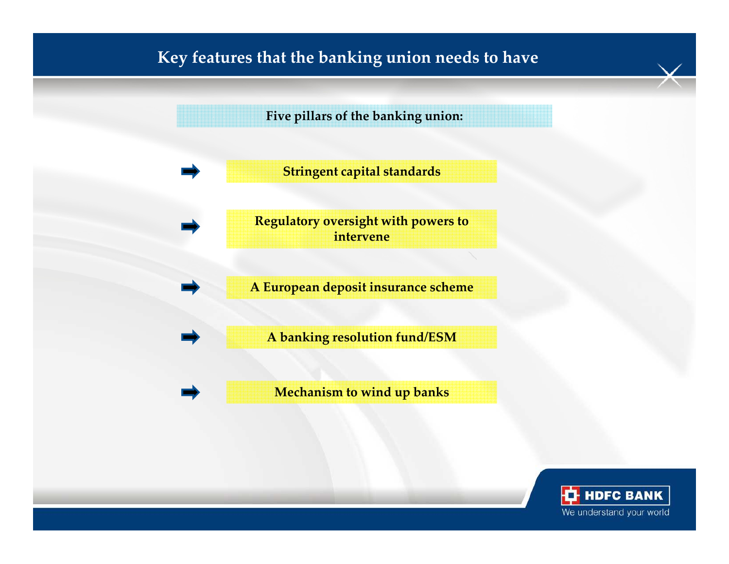# Key features that the banking union needs to have

**Five pillars of the banking union:**

- **Stringent capital standards**
- **Regulatory oversight with powers to intervene**
- **A European deposit insurance scheme**
- **A banking resolution fund/ESM**
- **Mechanism to wind up banks**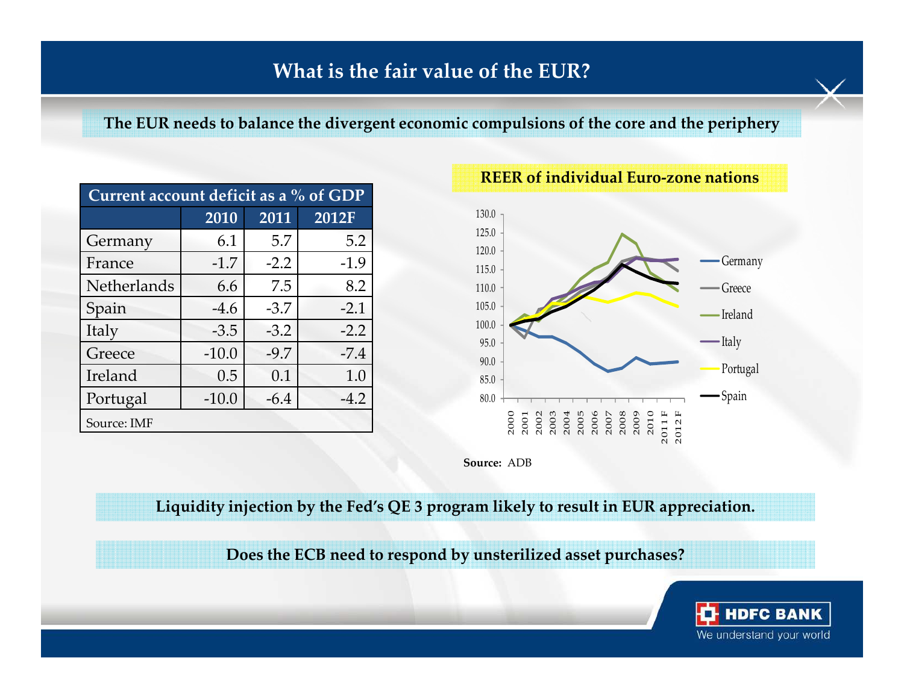# What is the fair value of the EUR?

**The EUR needs to balance the divergent economic compulsions of the core and the periphery**

| Current account deficit as a % of GDP | | | |
|---|---|---|---|
| | 2010 | 2011 | 2012F |
| Germany | 6.1 | 5.7 | 5.2 |
| France | -1.7 | -2.2 | -1.9 |
| Netherlands | 6.6 | 7.5 | 8.2 |
| Spain | -4.6 | -3.7 | -2.1 |
| Italy | -3.5 | -3.2 | -2.2 |
| Greece | -10.0 | -9.7 | -7.4 |
| Ireland | 0.5 | 0.1 | 1.0 |
| Portugal | -10.0 | -6.4 | -4.2 |
| Source: IMF | | | |

**REER of individual Euro-zone nations**

130.0
125.0
120.0
115.0
110.0
105.0
100.0
95.0
90.0
85.0
80.0

2000 2001 2002 2003 2004 2005 2006 2007 2008 2009 2010 2011 F 2012 F

Germany
Greece
Ireland
Italy
Portugal
Spain

**Source:** ADB

**Liquidity injection by the Fed's QE 3 program likely to result in EUR appreciation.**

**Does the ECB need to respond by unsterilized asset purchases?**